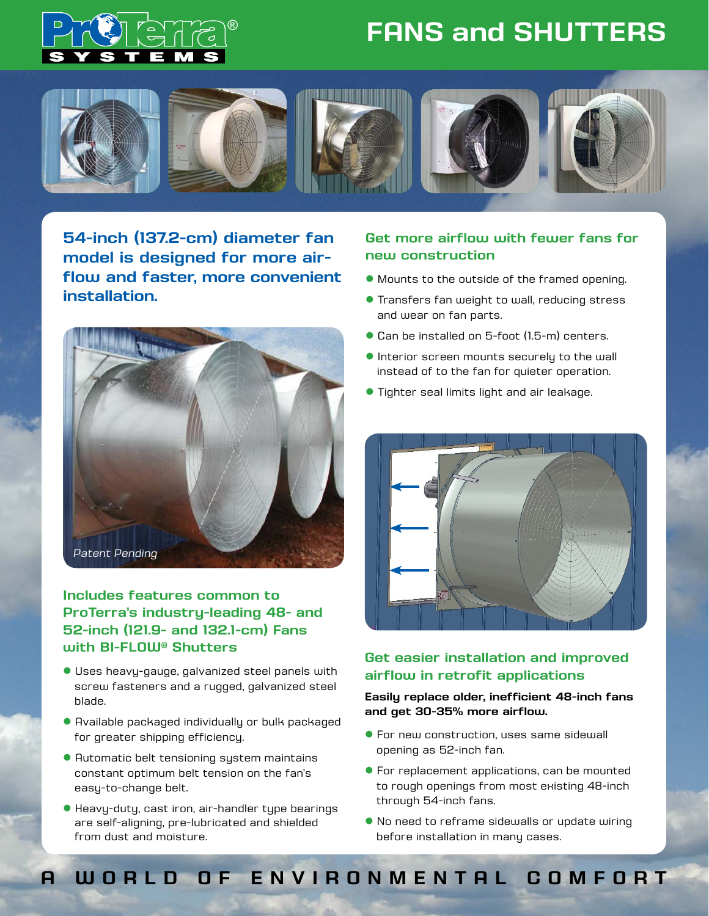# FANS and SHUTTERS

## 54-inch (137.2-cm) diameter fan model is designed for more air-flow and faster, more convenient installation.

*Patent Pending*

### Includes features common to ProTerra's industry-leading 48- and 52-inch (121.9- and 132.1-cm) Fans with BI-FLOW® Shutters

- Uses heavy-gauge, galvanized steel panels with screw fasteners and a rugged, galvanized steel blade.
- Available packaged individually or bulk packaged for greater shipping efficiency.
- Automatic belt tensioning system maintains constant optimum belt tension on the fan's easy-to-change belt.
- Heavy-duty, cast iron, air-handler type bearings are self-aligning, pre-lubricated and shielded from dust and moisture.

### Get more airflow with fewer fans for new construction

- Mounts to the outside of the framed opening.
- Transfers fan weight to wall, reducing stress and wear on fan parts.
- Can be installed on 5-foot (1.5-m) centers.
- Interior screen mounts securely to the wall instead of to the fan for quieter operation.
- Tighter seal limits light and air leakage.

### Get easier installation and improved airflow in retrofit applications

**Easily replace older, inefficient 48-inch fans and get 30-35% more airflow.**

- For new construction, uses same sidewall opening as 52-inch fan.
- For replacement applications, can be mounted to rough openings from most existing 48-inch through 54-inch fans.
- No need to reframe sidewalls or update wiring before installation in many cases.

A WORLD OF ENVIRONMENTAL COMFORT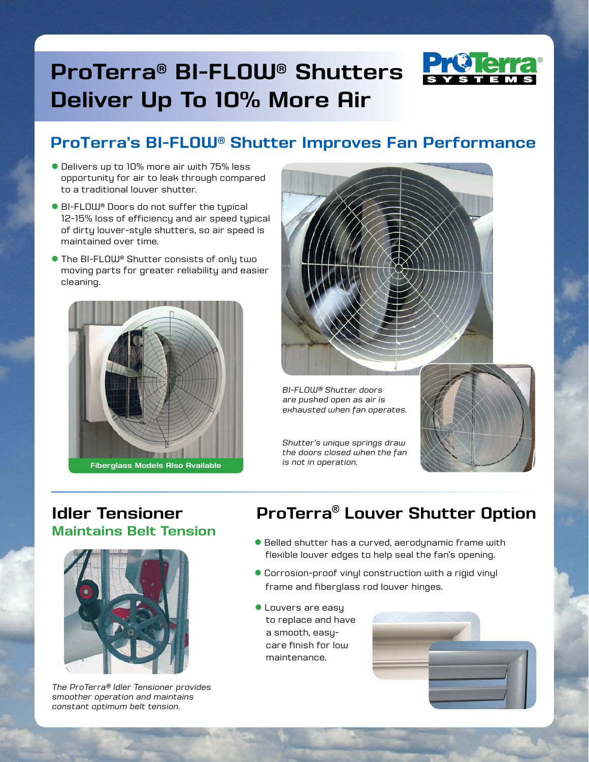# ProTerra® BI-FLOW® Shutters Deliver Up To 10% More Air

## ProTerra's BI-FLOW® Shutter Improves Fan Performance

- Delivers up to 10% more air with 75% less opportunity for air to leak through compared to a traditional louver shutter.
- BI-FLOW® Doors do not suffer the typical 12-15% loss of efficiency and air speed typical of dirty louver-style shutters, so air speed is maintained over time.
- The BI-FLOW® Shutter consists of only two moving parts for greater reliability and easier cleaning.

**Fiberglass Models Also Available**

*BI-FLOW® Shutter doors are pushed open as air is exhausted when fan operates.*

*Shutter's unique springs draw the doors closed when the fan is not in operation.*

## Idler Tensioner

### Maintains Belt Tension

*The ProTerra® Idler Tensioner provides smoother operation and maintains constant optimum belt tension.*

## ProTerra® Louver Shutter Option

- Belled shutter has a curved, aerodynamic frame with flexible louver edges to help seal the fan's opening.
- Corrosion-proof vinyl construction with a rigid vinyl frame and fiberglass rod louver hinges.
- Louvers are easy to replace and have a smooth, easy-care finish for low maintenance.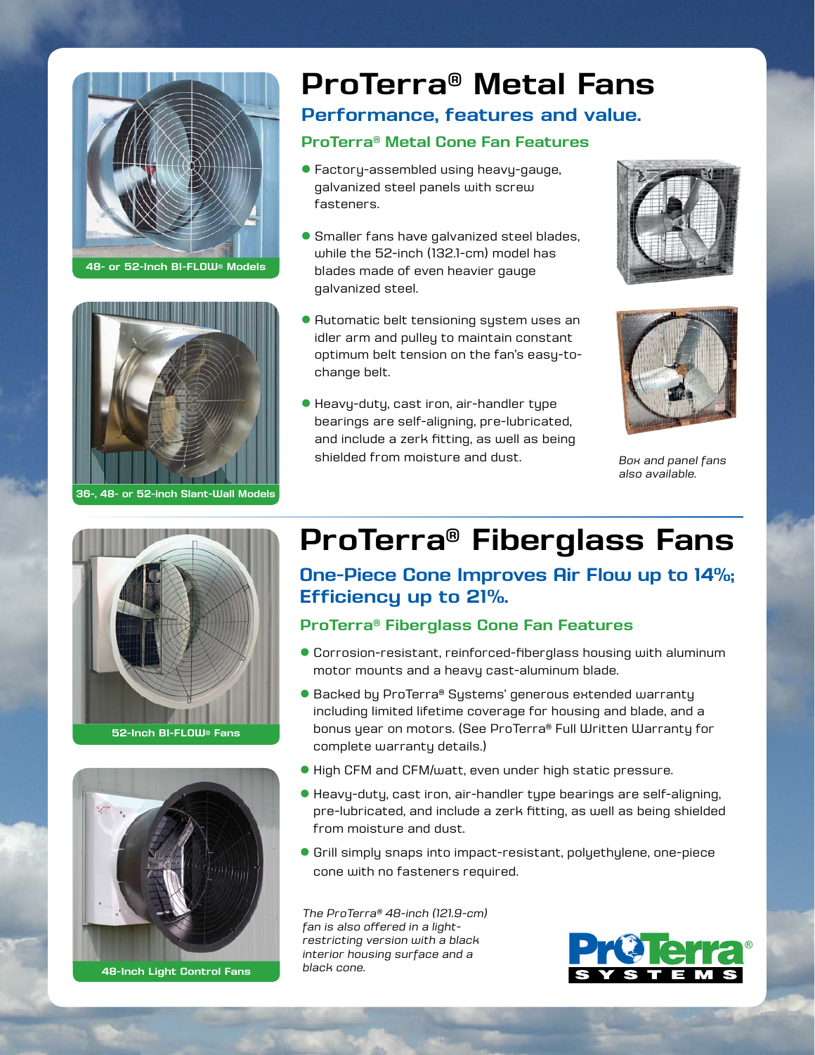48- or 52-Inch BI-FLOW® Models

36-, 48- or 52-inch Slant-Wall Models

# ProTerra® Metal Fans

## Performance, features and value.

### ProTerra® Metal Cone Fan Features

- Factory-assembled using heavy-gauge, galvanized steel panels with screw fasteners.
- Smaller fans have galvanized steel blades, while the 52-inch (132.1-cm) model has blades made of even heavier gauge galvanized steel.
- Automatic belt tensioning system uses an idler arm and pulley to maintain constant optimum belt tension on the fan's easy-to-change belt.
- Heavy-duty, cast iron, air-handler type bearings are self-aligning, pre-lubricated, and include a zerk fitting, as well as being shielded from moisture and dust.

*Box and panel fans also available.*

52-Inch BI-FLOW® Fans

48-Inch Light Control Fans

# ProTerra® Fiberglass Fans

## One-Piece Cone Improves Air Flow up to 14%; Efficiency up to 21%.

### ProTerra® Fiberglass Cone Fan Features

- Corrosion-resistant, reinforced-fiberglass housing with aluminum motor mounts and a heavy cast-aluminum blade.
- Backed by ProTerra® Systems' generous extended warranty including limited lifetime coverage for housing and blade, and a bonus year on motors. (See ProTerra® Full Written Warranty for complete warranty details.)
- High CFM and CFM/watt, even under high static pressure.
- Heavy-duty, cast iron, air-handler type bearings are self-aligning, pre-lubricated, and include a zerk fitting, as well as being shielded from moisture and dust.
- Grill simply snaps into impact-resistant, polyethylene, one-piece cone with no fasteners required.

*The ProTerra® 48-inch (121.9-cm) fan is also offered in a light-restricting version with a black interior housing surface and a black cone.*

ProTerra® SYSTEMS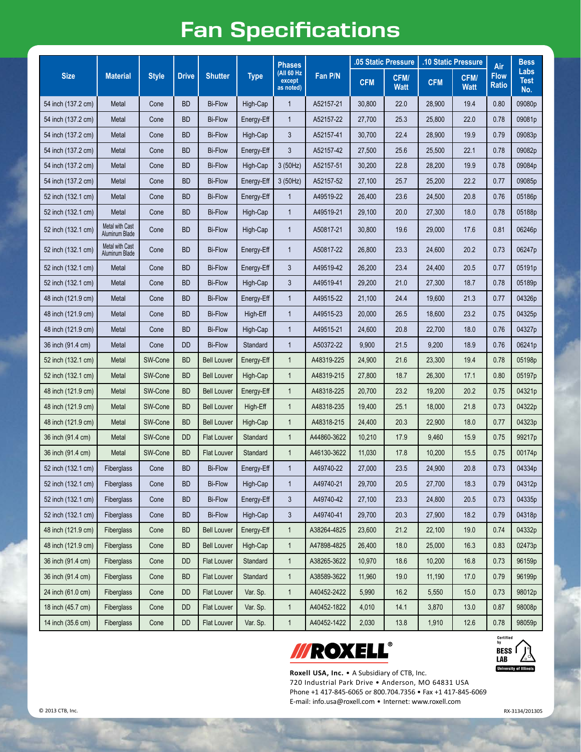# Fan Specifications

| Size | Material | Style | Drive | Shutter | Type | Phases (All 60 Hz except as noted) | Fan P/N | .05 Static Pressure | | .10 Static Pressure | | Air Flow Ratio | Bess Labs Test No. |
|---|---|---|---|---|---|---|---|---|---|---|---|---|---|
| | | | | | | | | CFM | CFM/ Watt | CFM | CFM/ Watt | | |
| 54 inch (137.2 cm) | Metal | Cone | BD | Bi-Flow | High-Cap | 1 | A52157-21 | 30,800 | 22.0 | 28,900 | 19.4 | 0.80 | 09080p |
| 54 inch (137.2 cm) | Metal | Cone | BD | Bi-Flow | Energy-Eff | 1 | A52157-22 | 27,700 | 25.3 | 25,800 | 22.0 | 0.78 | 09081p |
| 54 inch (137.2 cm) | Metal | Cone | BD | Bi-Flow | High-Cap | 3 | A52157-41 | 30,700 | 22.4 | 28,900 | 19.9 | 0.79 | 09083p |
| 54 inch (137.2 cm) | Metal | Cone | BD | Bi-Flow | Energy-Eff | 3 | A52157-42 | 27,500 | 25.6 | 25,500 | 22.1 | 0.78 | 09082p |
| 54 inch (137.2 cm) | Metal | Cone | BD | Bi-Flow | High-Cap | 3 (50Hz) | A52157-51 | 30,200 | 22.8 | 28,200 | 19.9 | 0.78 | 09084p |
| 54 inch (137.2 cm) | Metal | Cone | BD | Bi-Flow | Energy-Eff | 3 (50Hz) | A52157-52 | 27,100 | 25.7 | 25,200 | 22.2 | 0.77 | 09085p |
| 52 inch (132.1 cm) | Metal | Cone | BD | Bi-Flow | Energy-Eff | 1 | A49519-22 | 26,400 | 23.6 | 24,500 | 20.8 | 0.76 | 05186p |
| 52 inch (132.1 cm) | Metal | Cone | BD | Bi-Flow | High-Cap | 1 | A49519-21 | 29,100 | 20.0 | 27,300 | 18.0 | 0.78 | 05188p |
| 52 inch (132.1 cm) | Metal with Cast Aluminum Blade | Cone | BD | Bi-Flow | High-Cap | 1 | A50817-21 | 30,800 | 19.6 | 29,000 | 17.6 | 0.81 | 06246p |
| 52 inch (132.1 cm) | Metal with Cast Aluminum Blade | Cone | BD | Bi-Flow | Energy-Eff | 1 | A50817-22 | 26,800 | 23.3 | 24,600 | 20.2 | 0.73 | 06247p |
| 52 inch (132.1 cm) | Metal | Cone | BD | Bi-Flow | Energy-Eff | 3 | A49519-42 | 26,200 | 23.4 | 24,400 | 20.5 | 0.77 | 05191p |
| 52 inch (132.1 cm) | Metal | Cone | BD | Bi-Flow | High-Cap | 3 | A49519-41 | 29,200 | 21.0 | 27,300 | 18.7 | 0.78 | 05189p |
| 48 inch (121.9 cm) | Metal | Cone | BD | Bi-Flow | Energy-Eff | 1 | A49515-22 | 21,100 | 24.4 | 19,600 | 21.3 | 0.77 | 04326p |
| 48 inch (121.9 cm) | Metal | Cone | BD | Bi-Flow | High-Eff | 1 | A49515-23 | 20,000 | 26.5 | 18,600 | 23.2 | 0.75 | 04325p |
| 48 inch (121.9 cm) | Metal | Cone | BD | Bi-Flow | High-Cap | 1 | A49515-21 | 24,600 | 20.8 | 22,700 | 18.0 | 0.76 | 04327p |
| 36 inch (91.4 cm) | Metal | Cone | DD | Bi-Flow | Standard | 1 | A50372-22 | 9,900 | 21.5 | 9,200 | 18.9 | 0.76 | 06241p |
| 52 inch (132.1 cm) | Metal | SW-Cone | BD | Bell Louver | Energy-Eff | 1 | A48319-225 | 24,900 | 21.6 | 23,300 | 19.4 | 0.78 | 05198p |
| 52 inch (132.1 cm) | Metal | SW-Cone | BD | Bell Louver | High-Cap | 1 | A48319-215 | 27,800 | 18.7 | 26,300 | 17.1 | 0.80 | 05197p |
| 48 inch (121.9 cm) | Metal | SW-Cone | BD | Bell Louver | Energy-Eff | 1 | A48318-225 | 20,700 | 23.2 | 19,200 | 20.2 | 0.75 | 04321p |
| 48 inch (121.9 cm) | Metal | SW-Cone | BD | Bell Louver | High-Eff | 1 | A48318-235 | 19,400 | 25.1 | 18,000 | 21.8 | 0.73 | 04322p |
| 48 inch (121.9 cm) | Metal | SW-Cone | BD | Bell Louver | High-Cap | 1 | A48318-215 | 24,400 | 20.3 | 22,900 | 18.0 | 0.77 | 04323p |
| 36 inch (91.4 cm) | Metal | SW-Cone | DD | Flat Louver | Standard | 1 | A44860-3622 | 10,210 | 17.9 | 9,460 | 15.9 | 0.75 | 99217p |
| 36 inch (91.4 cm) | Metal | SW-Cone | BD | Flat Louver | Standard | 1 | A46130-3622 | 11,030 | 17.8 | 10,200 | 15.5 | 0.75 | 00174p |
| 52 inch (132.1 cm) | Fiberglass | Cone | BD | Bi-Flow | Energy-Eff | 1 | A49740-22 | 27,000 | 23.5 | 24,900 | 20.8 | 0.73 | 04334p |
| 52 inch (132.1 cm) | Fiberglass | Cone | BD | Bi-Flow | High-Cap | 1 | A49740-21 | 29,700 | 20.5 | 27,700 | 18.3 | 0.79 | 04312p |
| 52 inch (132.1 cm) | Fiberglass | Cone | BD | Bi-Flow | Energy-Eff | 3 | A49740-42 | 27,100 | 23.3 | 24,800 | 20.5 | 0.73 | 04335p |
| 52 inch (132.1 cm) | Fiberglass | Cone | BD | Bi-Flow | High-Cap | 3 | A49740-41 | 29,700 | 20.3 | 27,900 | 18.2 | 0.79 | 04318p |
| 48 inch (121.9 cm) | Fiberglass | Cone | BD | Bell Louver | Energy-Eff | 1 | A38264-4825 | 23,600 | 21.2 | 22,100 | 19.0 | 0.74 | 04332p |
| 48 inch (121.9 cm) | Fiberglass | Cone | BD | Bell Louver | High-Cap | 1 | A47898-4825 | 26,400 | 18.0 | 25,000 | 16.3 | 0.83 | 02473p |
| 36 inch (91.4 cm) | Fiberglass | Cone | DD | Flat Louver | Standard | 1 | A38265-3622 | 10,970 | 18.6 | 10,200 | 16.8 | 0.73 | 96159p |
| 36 inch (91.4 cm) | Fiberglass | Cone | BD | Flat Louver | Standard | 1 | A38589-3622 | 11,960 | 19.0 | 11,190 | 17.0 | 0.79 | 96199p |
| 24 inch (61.0 cm) | Fiberglass | Cone | DD | Flat Louver | Var. Sp. | 1 | A40452-2422 | 5,990 | 16.2 | 5,550 | 15.0 | 0.73 | 98012p |
| 18 inch (45.7 cm) | Fiberglass | Cone | DD | Flat Louver | Var. Sp. | 1 | A40452-1822 | 4,010 | 14.1 | 3,870 | 13.0 | 0.87 | 98008p |
| 14 inch (35.6 cm) | Fiberglass | Cone | DD | Flat Louver | Var. Sp. | 1 | A40452-1422 | 2,030 | 13.8 | 1,910 | 12.6 | 0.78 | 98059p |

ROXELL®

Certified by BESS LAB University of Illinois

**Roxell USA, Inc.** • A Subsidiary of CTB, Inc.
720 Industrial Park Drive • Anderson, MO 64831 USA
Phone +1 417-845-6065 or 800.704.7356 • Fax +1 417-845-6069
E-mail: info.usa@roxell.com • Internet: www.roxell.com

© 2013 CTB, Inc.

RX-3134/201305